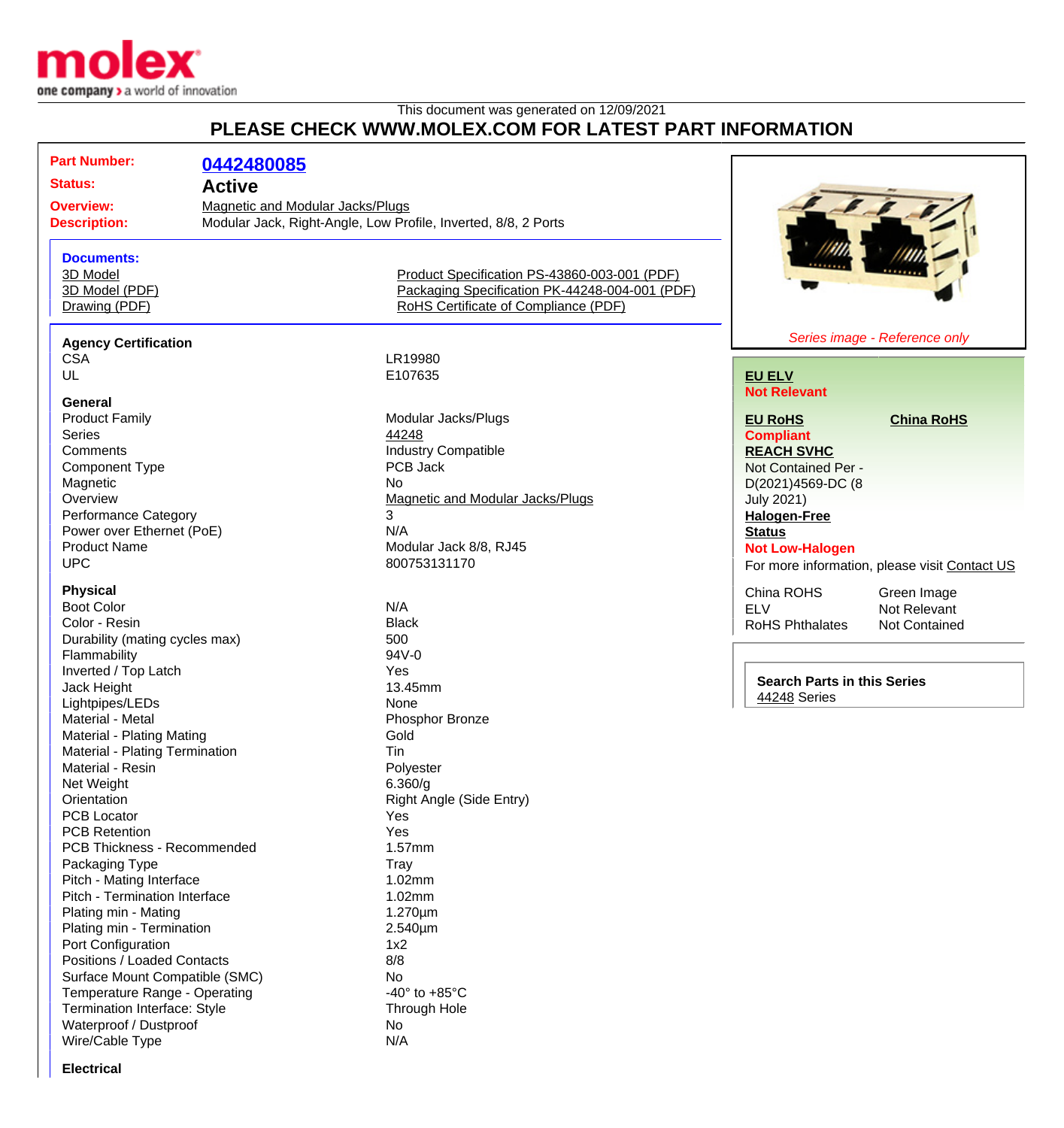molex
one company > a world of innovation

This document was generated on 12/09/2021

## PLEASE CHECK WWW.MOLEX.COM FOR LATEST PART INFORMATION

**Part Number:** 0442480085
**Status:** Active
**Overview:** Magnetic and Modular Jacks/Plugs
**Description:** Modular Jack, Right-Angle, Low Profile, Inverted, 8/8, 2 Ports

**Documents:**

- 3D Model
- 3D Model (PDF)
- Drawing (PDF)
- Product Specification PS-43860-003-001 (PDF)
- Packaging Specification PK-44248-004-001 (PDF)
- RoHS Certificate of Compliance (PDF)

*Series image - Reference only*

**EU ELV**
Not Relevant

**EU RoHS**
Compliant

**China RoHS**

**REACH SVHC**
Not Contained Per - D(2021)4569-DC (8 July 2021)

**Halogen-Free Status**
Not Low-Halogen

For more information, please visit Contact US

| | |
|---|---|
| China ROHS | Green Image |
| ELV | Not Relevant |
| RoHS Phthalates | Not Contained |

**Search Parts in this Series**
44248 Series

### Agency Certification

| | |
|---|---|
| CSA | LR19980 |
| UL | E107635 |

### General

| | |
|---|---|
| Product Family | Modular Jacks/Plugs |
| Series | 44248 |
| Comments | Industry Compatible |
| Component Type | PCB Jack |
| Magnetic | No |
| Overview | Magnetic and Modular Jacks/Plugs |
| Performance Category | 3 |
| Power over Ethernet (PoE) | N/A |
| Product Name | Modular Jack 8/8, RJ45 |
| UPC | 800753131170 |

### Physical

| | |
|---|---|
| Boot Color | N/A |
| Color - Resin | Black |
| Durability (mating cycles max) | 500 |
| Flammability | 94V-0 |
| Inverted / Top Latch | Yes |
| Jack Height | 13.45mm |
| Lightpipes/LEDs | None |
| Material - Metal | Phosphor Bronze |
| Material - Plating Mating | Gold |
| Material - Plating Termination | Tin |
| Material - Resin | Polyester |
| Net Weight | 6.360/g |
| Orientation | Right Angle (Side Entry) |
| PCB Locator | Yes |
| PCB Retention | Yes |
| PCB Thickness - Recommended | 1.57mm |
| Packaging Type | Tray |
| Pitch - Mating Interface | 1.02mm |
| Pitch - Termination Interface | 1.02mm |
| Plating min - Mating | 1.270µm |
| Plating min - Termination | 2.540µm |
| Port Configuration | 1x2 |
| Positions / Loaded Contacts | 8/8 |
| Surface Mount Compatible (SMC) | No |
| Temperature Range - Operating | -40° to +85°C |
| Termination Interface: Style | Through Hole |
| Waterproof / Dustproof | No |
| Wire/Cable Type | N/A |

### Electrical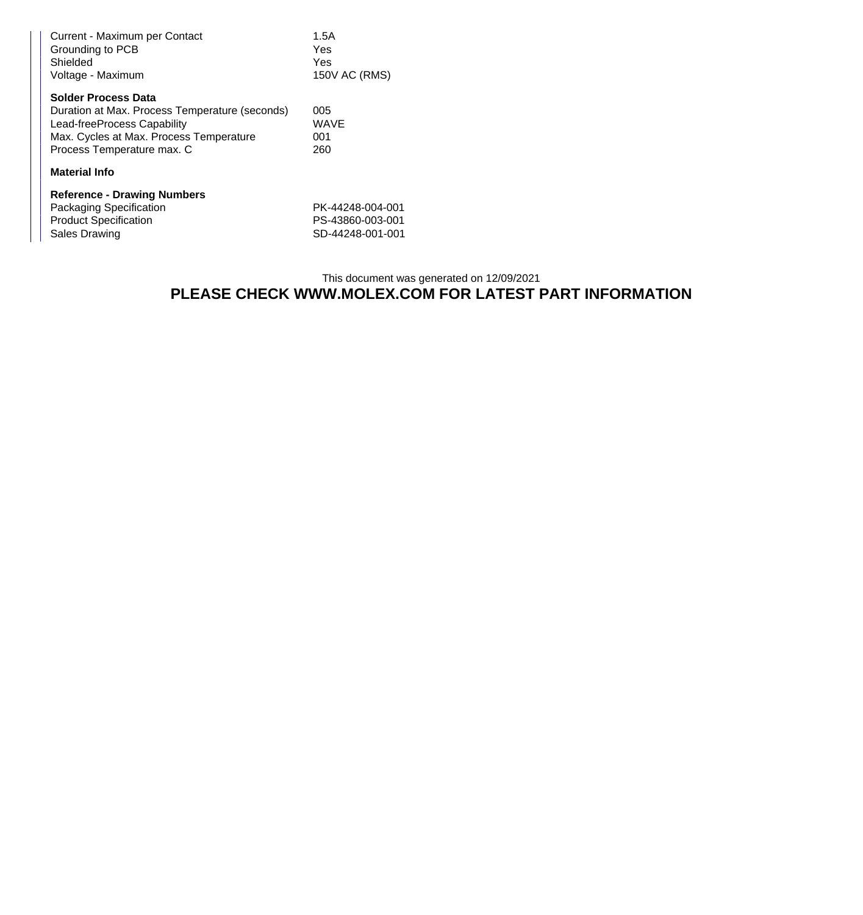| | |
|---|---|
| Current - Maximum per Contact | 1.5A |
| Grounding to PCB | Yes |
| Shielded | Yes |
| Voltage - Maximum | 150V AC (RMS) |

**Solder Process Data**

| | |
|---|---|
| Duration at Max. Process Temperature (seconds) | 005 |
| Lead-freeProcess Capability | WAVE |
| Max. Cycles at Max. Process Temperature | 001 |
| Process Temperature max. C | 260 |

**Material Info**

**Reference - Drawing Numbers**

| | |
|---|---|
| Packaging Specification | PK-44248-004-001 |
| Product Specification | PS-43860-003-001 |
| Sales Drawing | SD-44248-001-001 |

This document was generated on 12/09/2021

**PLEASE CHECK WWW.MOLEX.COM FOR LATEST PART INFORMATION**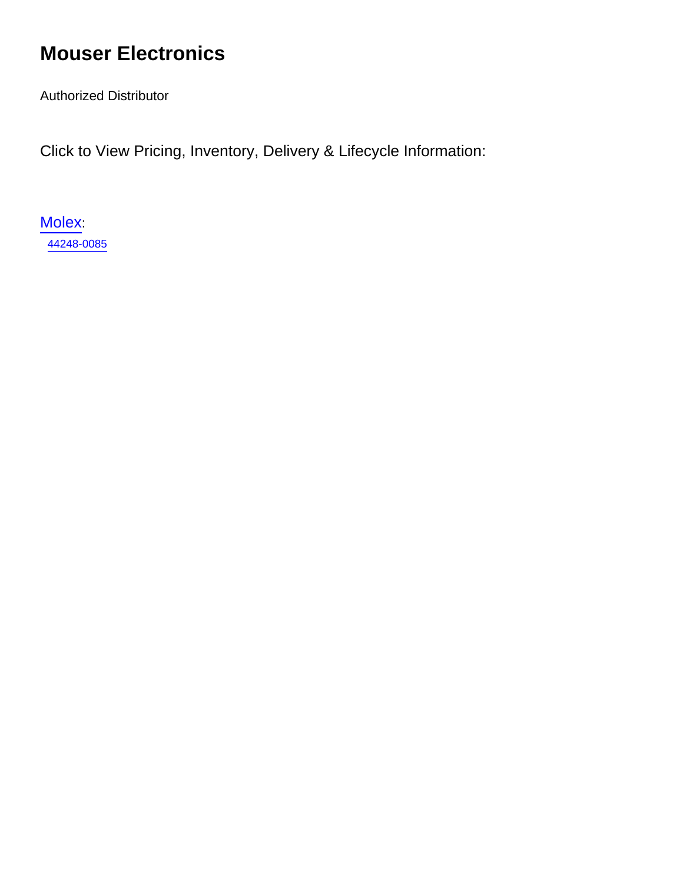# Mouser Electronics

Authorized Distributor

Click to View Pricing, Inventory, Delivery & Lifecycle Information:

Molex:

44248-0085